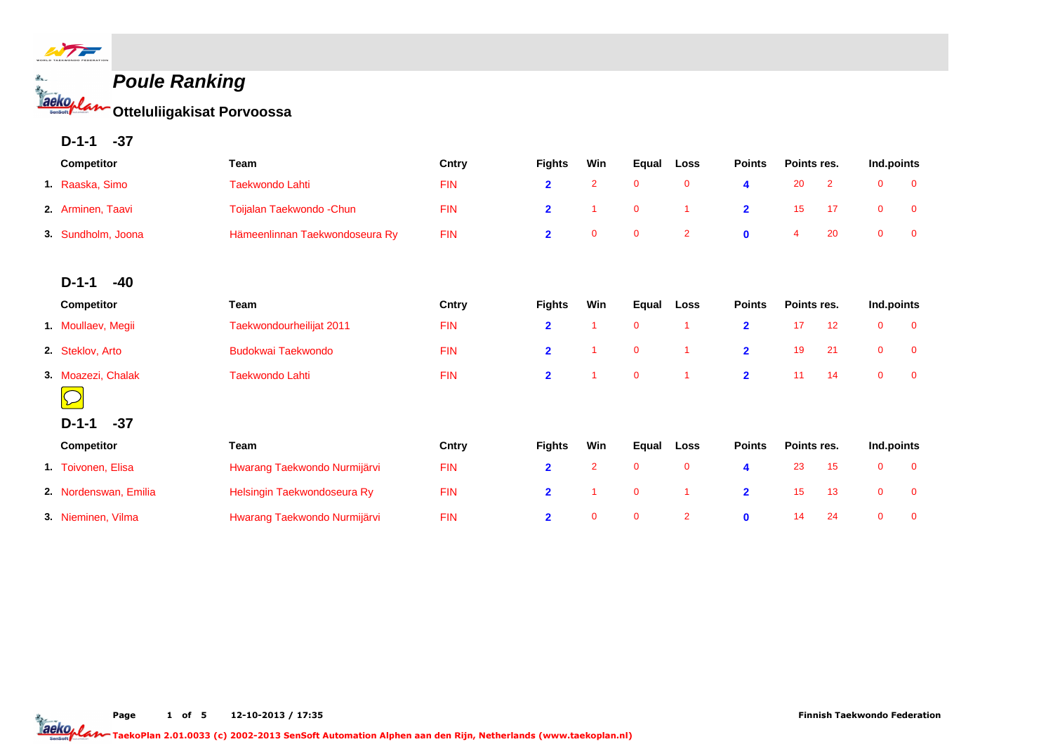# Poule Ranking

## Otteluliigakisat Porvoossa

### D-1-1 -37

| | Competitor | Team | Cntry | Fights | Win | Equal | Loss | Points | Points res. | | Ind.points | |
|---|---|---|---|---|---|---|---|---|---|---|---|---|
| 1. | Raaska, Simo | Taekwondo Lahti | FIN | 2 | 2 | 0 | 0 | 4 | 20 | 2 | 0 | 0 |
| 2. | Arminen, Taavi | Toijalan Taekwondo -Chun | FIN | 2 | 1 | 0 | 1 | 2 | 15 | 17 | 0 | 0 |
| 3. | Sundholm, Joona | Hämeenlinnan Taekwondoseura Ry | FIN | 2 | 0 | 0 | 2 | 0 | 4 | 20 | 0 | 0 |

### D-1-1 -40

| | Competitor | Team | Cntry | Fights | Win | Equal | Loss | Points | Points res. | | Ind.points | |
|---|---|---|---|---|---|---|---|---|---|---|---|---|
| 1. | Moullaev, Megii | Taekwondourheilijat 2011 | FIN | 2 | 1 | 0 | 1 | 2 | 17 | 12 | 0 | 0 |
| 2. | Steklov, Arto | Budokwai Taekwondo | FIN | 2 | 1 | 0 | 1 | 2 | 19 | 21 | 0 | 0 |
| 3. | Moazezi, Chalak | Taekwondo Lahti | FIN | 2 | 1 | 0 | 1 | 2 | 11 | 14 | 0 | 0 |

### D-1-1 -37

| | Competitor | Team | Cntry | Fights | Win | Equal | Loss | Points | Points res. | | Ind.points | |
|---|---|---|---|---|---|---|---|---|---|---|---|---|
| 1. | Toivonen, Elisa | Hwarang Taekwondo Nurmijärvi | FIN | 2 | 2 | 0 | 0 | 4 | 23 | 15 | 0 | 0 |
| 2. | Nordenswan, Emilia | Helsingin Taekwondoseura Ry | FIN | 2 | 1 | 0 | 1 | 2 | 15 | 13 | 0 | 0 |
| 3. | Nieminen, Vilma | Hwarang Taekwondo Nurmijärvi | FIN | 2 | 0 | 0 | 2 | 0 | 14 | 24 | 0 | 0 |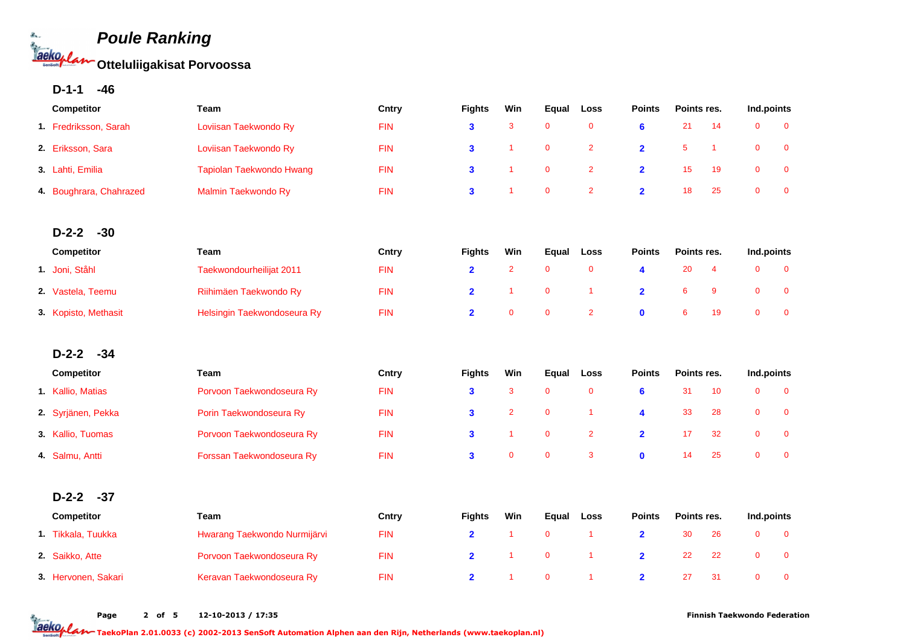# Poule Ranking

## Otteluliigakisat Porvoossa

### D-1-1 -46

| | Competitor | Team | Cntry | Fights | Win | Equal | Loss | Points | Points res. | | Ind.points | |
|---|---|---|---|---|---|---|---|---|---|---|---|---|
| 1. | Fredriksson, Sarah | Loviisan Taekwondo Ry | FIN | 3 | 3 | 0 | 0 | 6 | 21 | 14 | 0 | 0 |
| 2. | Eriksson, Sara | Loviisan Taekwondo Ry | FIN | 3 | 1 | 0 | 2 | 2 | 5 | 1 | 0 | 0 |
| 3. | Lahti, Emilia | Tapiolan Taekwondo Hwang | FIN | 3 | 1 | 0 | 2 | 2 | 15 | 19 | 0 | 0 |
| 4. | Boughrara, Chahrazed | Malmin Taekwondo Ry | FIN | 3 | 1 | 0 | 2 | 2 | 18 | 25 | 0 | 0 |

### D-2-2 -30

| | Competitor | Team | Cntry | Fights | Win | Equal | Loss | Points | Points res. | | Ind.points | |
|---|---|---|---|---|---|---|---|---|---|---|---|---|
| 1. | Joni, Ståhl | Taekwondourheilijat 2011 | FIN | 2 | 2 | 0 | 0 | 4 | 20 | 4 | 0 | 0 |
| 2. | Vastela, Teemu | Riihimäen Taekwondo Ry | FIN | 2 | 1 | 0 | 1 | 2 | 6 | 9 | 0 | 0 |
| 3. | Kopisto, Methasit | Helsingin Taekwondoseura Ry | FIN | 2 | 0 | 0 | 2 | 0 | 6 | 19 | 0 | 0 |

### D-2-2 -34

| | Competitor | Team | Cntry | Fights | Win | Equal | Loss | Points | Points res. | | Ind.points | |
|---|---|---|---|---|---|---|---|---|---|---|---|---|
| 1. | Kallio, Matias | Porvoon Taekwondoseura Ry | FIN | 3 | 3 | 0 | 0 | 6 | 31 | 10 | 0 | 0 |
| 2. | Syrjänen, Pekka | Porin Taekwondoseura Ry | FIN | 3 | 2 | 0 | 1 | 4 | 33 | 28 | 0 | 0 |
| 3. | Kallio, Tuomas | Porvoon Taekwondoseura Ry | FIN | 3 | 1 | 0 | 2 | 2 | 17 | 32 | 0 | 0 |
| 4. | Salmu, Antti | Forssan Taekwondoseura Ry | FIN | 3 | 0 | 0 | 3 | 0 | 14 | 25 | 0 | 0 |

### D-2-2 -37

| | Competitor | Team | Cntry | Fights | Win | Equal | Loss | Points | Points res. | | Ind.points | |
|---|---|---|---|---|---|---|---|---|---|---|---|---|
| 1. | Tikkala, Tuukka | Hwarang Taekwondo Nurmijärvi | FIN | 2 | 1 | 0 | 1 | 2 | 30 | 26 | 0 | 0 |
| 2. | Saikko, Atte | Porvoon Taekwondoseura Ry | FIN | 2 | 1 | 0 | 1 | 2 | 22 | 22 | 0 | 0 |
| 3. | Hervonen, Sakari | Keravan Taekwondoseura Ry | FIN | 2 | 1 | 0 | 1 | 2 | 27 | 31 | 0 | 0 |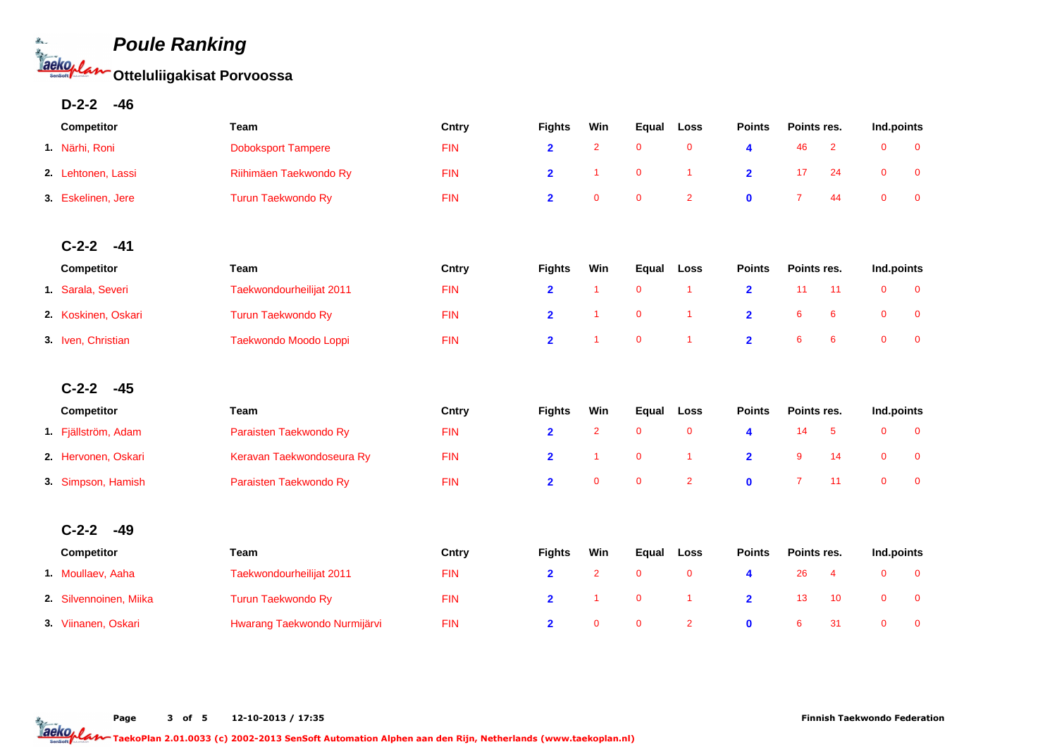# Poule Ranking

## Otteluliigakisat Porvoossa

### D-2-2 -46

| | Competitor | Team | Cntry | Fights | Win | Equal | Loss | Points | Points res. | | Ind.points | |
|---|---|---|---|---|---|---|---|---|---|---|---|---|
| 1. | Närhi, Roni | Doboksport Tampere | FIN | 2 | 2 | 0 | 0 | 4 | 46 | 2 | 0 | 0 |
| 2. | Lehtonen, Lassi | Riihimäen Taekwondo Ry | FIN | 2 | 1 | 0 | 1 | 2 | 17 | 24 | 0 | 0 |
| 3. | Eskelinen, Jere | Turun Taekwondo Ry | FIN | 2 | 0 | 0 | 2 | 0 | 7 | 44 | 0 | 0 |

### C-2-2 -41

| | Competitor | Team | Cntry | Fights | Win | Equal | Loss | Points | Points res. | | Ind.points | |
|---|---|---|---|---|---|---|---|---|---|---|---|---|
| 1. | Sarala, Severi | Taekwondourheilijat 2011 | FIN | 2 | 1 | 0 | 1 | 2 | 11 | 11 | 0 | 0 |
| 2. | Koskinen, Oskari | Turun Taekwondo Ry | FIN | 2 | 1 | 0 | 1 | 2 | 6 | 6 | 0 | 0 |
| 3. | Iven, Christian | Taekwondo Moodo Loppi | FIN | 2 | 1 | 0 | 1 | 2 | 6 | 6 | 0 | 0 |

### C-2-2 -45

| | Competitor | Team | Cntry | Fights | Win | Equal | Loss | Points | Points res. | | Ind.points | |
|---|---|---|---|---|---|---|---|---|---|---|---|---|
| 1. | Fjällström, Adam | Paraisten Taekwondo Ry | FIN | 2 | 2 | 0 | 0 | 4 | 14 | 5 | 0 | 0 |
| 2. | Hervonen, Oskari | Keravan Taekwondoseura Ry | FIN | 2 | 1 | 0 | 1 | 2 | 9 | 14 | 0 | 0 |
| 3. | Simpson, Hamish | Paraisten Taekwondo Ry | FIN | 2 | 0 | 0 | 2 | 0 | 7 | 11 | 0 | 0 |

### C-2-2 -49

| | Competitor | Team | Cntry | Fights | Win | Equal | Loss | Points | Points res. | | Ind.points | |
|---|---|---|---|---|---|---|---|---|---|---|---|---|
| 1. | Moullaev, Aaha | Taekwondourheilijat 2011 | FIN | 2 | 2 | 0 | 0 | 4 | 26 | 4 | 0 | 0 |
| 2. | Silvennoinen, Miika | Turun Taekwondo Ry | FIN | 2 | 1 | 0 | 1 | 2 | 13 | 10 | 0 | 0 |
| 3. | Viinanen, Oskari | Hwarang Taekwondo Nurmijärvi | FIN | 2 | 0 | 0 | 2 | 0 | 6 | 31 | 0 | 0 |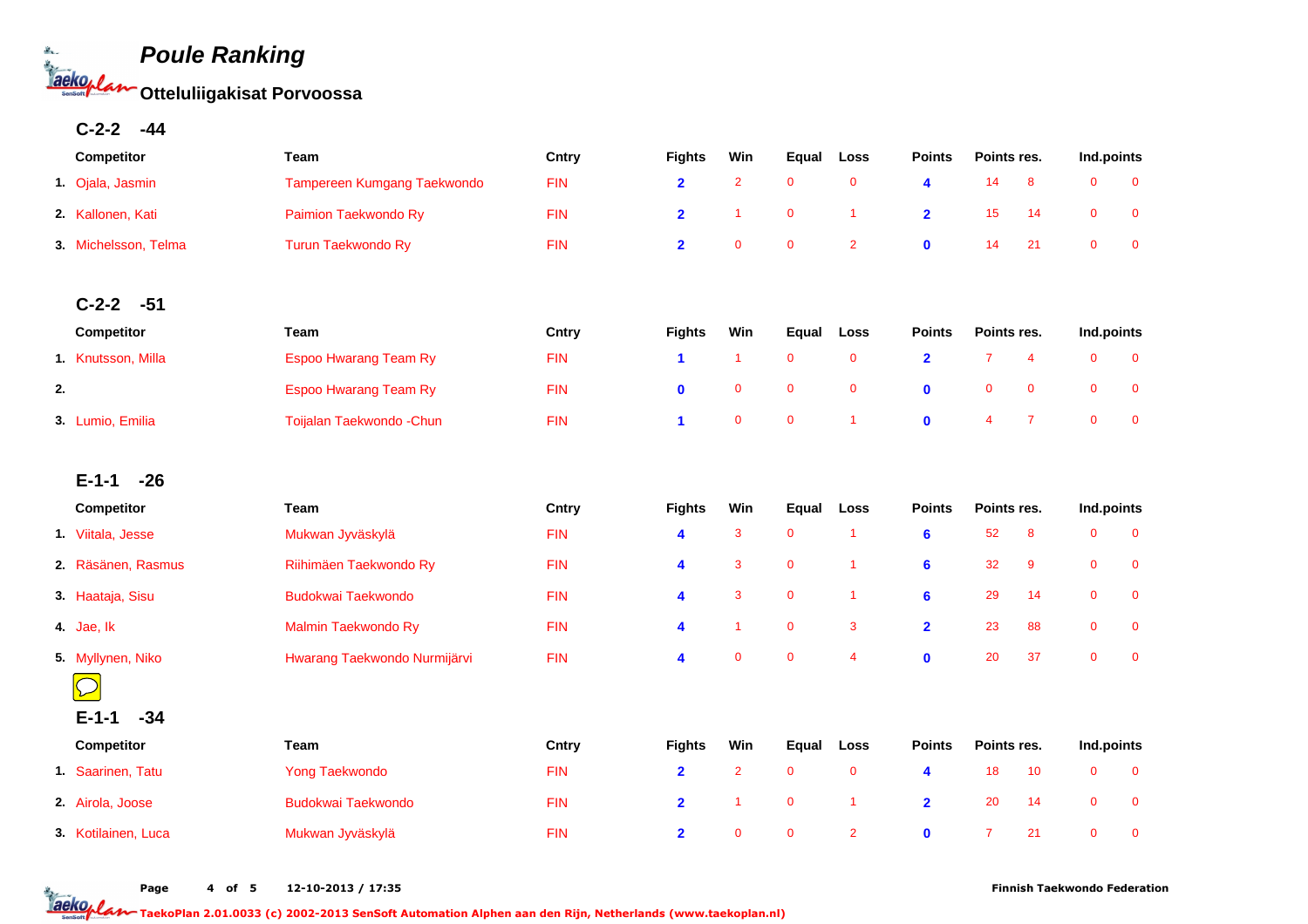# Poule Ranking

## Otteluliigakisat Porvoossa

### C-2-2 -44

| | Competitor | Team | Cntry | Fights | Win | Equal | Loss | Points | Points res. | | Ind.points | |
|---|---|---|---|---|---|---|---|---|---|---|---|---|
| 1. | Ojala, Jasmin | Tampereen Kumgang Taekwondo | FIN | 2 | 2 | 0 | 0 | 4 | 14 | 8 | 0 | 0 |
| 2. | Kallonen, Kati | Paimion Taekwondo Ry | FIN | 2 | 1 | 0 | 1 | 2 | 15 | 14 | 0 | 0 |
| 3. | Michelsson, Telma | Turun Taekwondo Ry | FIN | 2 | 0 | 0 | 2 | 0 | 14 | 21 | 0 | 0 |

### C-2-2 -51

| | Competitor | Team | Cntry | Fights | Win | Equal | Loss | Points | Points res. | | Ind.points | |
|---|---|---|---|---|---|---|---|---|---|---|---|---|
| 1. | Knutsson, Milla | Espoo Hwarang Team Ry | FIN | 1 | 1 | 0 | 0 | 2 | 7 | 4 | 0 | 0 |
| 2. | | Espoo Hwarang Team Ry | FIN | 0 | 0 | 0 | 0 | 0 | 0 | 0 | 0 | 0 |
| 3. | Lumio, Emilia | Toijalan Taekwondo -Chun | FIN | 1 | 0 | 0 | 1 | 0 | 4 | 7 | 0 | 0 |

### E-1-1 -26

| | Competitor | Team | Cntry | Fights | Win | Equal | Loss | Points | Points res. | | Ind.points | |
|---|---|---|---|---|---|---|---|---|---|---|---|---|
| 1. | Viitala, Jesse | Mukwan Jyväskylä | FIN | 4 | 3 | 0 | 1 | 6 | 52 | 8 | 0 | 0 |
| 2. | Räsänen, Rasmus | Riihimäen Taekwondo Ry | FIN | 4 | 3 | 0 | 1 | 6 | 32 | 9 | 0 | 0 |
| 3. | Haataja, Sisu | Budokwai Taekwondo | FIN | 4 | 3 | 0 | 1 | 6 | 29 | 14 | 0 | 0 |
| 4. | Jae, Ik | Malmin Taekwondo Ry | FIN | 4 | 1 | 0 | 3 | 2 | 23 | 88 | 0 | 0 |
| 5. | Myllynen, Niko | Hwarang Taekwondo Nurmijärvi | FIN | 4 | 0 | 0 | 4 | 0 | 20 | 37 | 0 | 0 |

### E-1-1 -34

| | Competitor | Team | Cntry | Fights | Win | Equal | Loss | Points | Points res. | | Ind.points | |
|---|---|---|---|---|---|---|---|---|---|---|---|---|
| 1. | Saarinen, Tatu | Yong Taekwondo | FIN | 2 | 2 | 0 | 0 | 4 | 18 | 10 | 0 | 0 |
| 2. | Airola, Joose | Budokwai Taekwondo | FIN | 2 | 1 | 0 | 1 | 2 | 20 | 14 | 0 | 0 |
| 3. | Kotilainen, Luca | Mukwan Jyväskylä | FIN | 2 | 0 | 0 | 2 | 0 | 7 | 21 | 0 | 0 |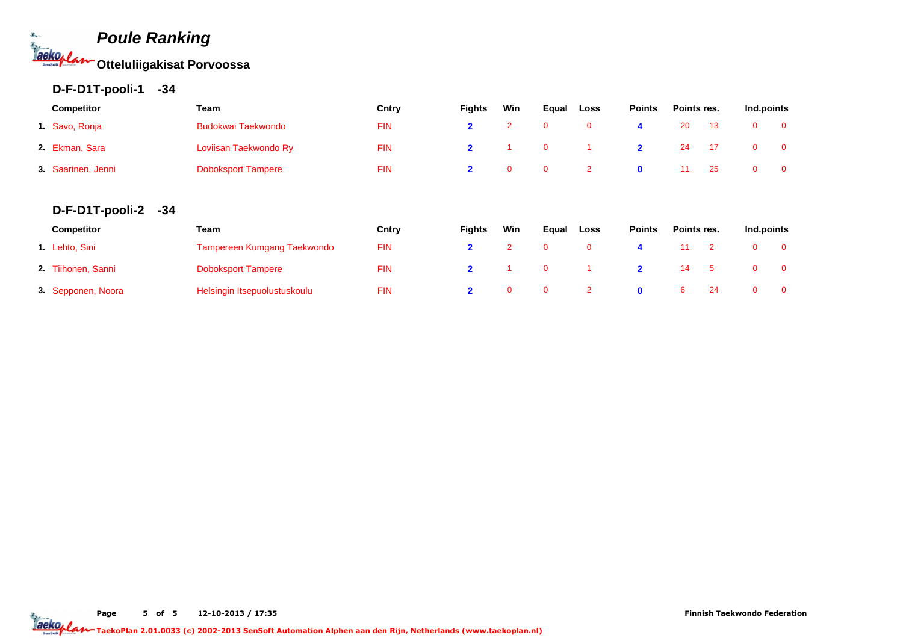# Poule Ranking

## Otteluliigakisat Porvoossa

### D-F-D1T-pooli-1 -34

| | Competitor | Team | Cntry | Fights | Win | Equal | Loss | Points | Points res. | | Ind.points | |
|---|---|---|---|---|---|---|---|---|---|---|---|---|
| 1. | Savo, Ronja | Budokwai Taekwondo | FIN | 2 | 2 | 0 | 0 | 4 | 20 | 13 | 0 | 0 |
| 2. | Ekman, Sara | Loviisan Taekwondo Ry | FIN | 2 | 1 | 0 | 1 | 2 | 24 | 17 | 0 | 0 |
| 3. | Saarinen, Jenni | Doboksport Tampere | FIN | 2 | 0 | 0 | 2 | 0 | 11 | 25 | 0 | 0 |

### D-F-D1T-pooli-2 -34

| | Competitor | Team | Cntry | Fights | Win | Equal | Loss | Points | Points res. | | Ind.points | |
|---|---|---|---|---|---|---|---|---|---|---|---|---|
| 1. | Lehto, Sini | Tampereen Kumgang Taekwondo | FIN | 2 | 2 | 0 | 0 | 4 | 11 | 2 | 0 | 0 |
| 2. | Tiihonen, Sanni | Doboksport Tampere | FIN | 2 | 1 | 0 | 1 | 2 | 14 | 5 | 0 | 0 |
| 3. | Sepponen, Noora | Helsingin Itsepuolustuskoulu | FIN | 2 | 0 | 0 | 2 | 0 | 6 | 24 | 0 | 0 |